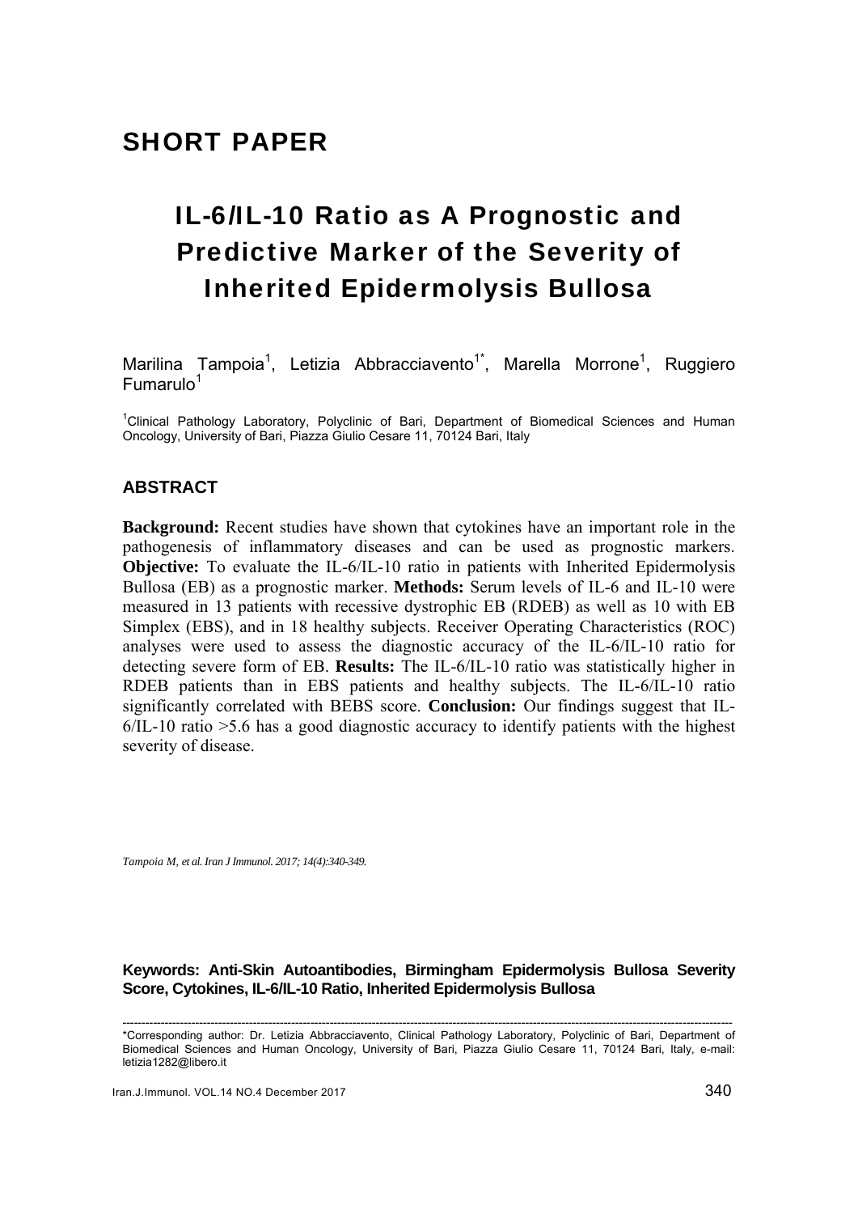## SHORT PAPER

# IL-6/IL-10 Ratio as A Prognostic and Predictive Marker of the Severity of Inherited Epidermolysis Bullosa

Marilina Tampoia[1], Letizia Abbracciavento[1*], Marella Morrone[1], Ruggiero Fumarulo[1]

[1]Clinical Pathology Laboratory, Polyclinic of Bari, Department of Biomedical Sciences and Human Oncology, University of Bari, Piazza Giulio Cesare 11, 70124 Bari, Italy

### ABSTRACT

**Background:** Recent studies have shown that cytokines have an important role in the pathogenesis of inflammatory diseases and can be used as prognostic markers. **Objective:** To evaluate the IL-6/IL-10 ratio in patients with Inherited Epidermolysis Bullosa (EB) as a prognostic marker. **Methods:** Serum levels of IL-6 and IL-10 were measured in 13 patients with recessive dystrophic EB (RDEB) as well as 10 with EB Simplex (EBS), and in 18 healthy subjects. Receiver Operating Characteristics (ROC) analyses were used to assess the diagnostic accuracy of the IL-6/IL-10 ratio for detecting severe form of EB. **Results:** The IL-6/IL-10 ratio was statistically higher in RDEB patients than in EBS patients and healthy subjects. The IL-6/IL-10 ratio significantly correlated with BEBS score. **Conclusion:** Our findings suggest that IL-6/IL-10 ratio >5.6 has a good diagnostic accuracy to identify patients with the highest severity of disease.

*Tampoia M, et al. Iran J Immunol. 2017; 14(4):340-349.*

**Keywords: Anti-Skin Autoantibodies, Birmingham Epidermolysis Bullosa Severity Score, Cytokines, IL-6/IL-10 Ratio, Inherited Epidermolysis Bullosa**

---

*Corresponding author: Dr. Letizia Abbracciavento, Clinical Pathology Laboratory, Polyclinic of Bari, Department of Biomedical Sciences and Human Oncology, University of Bari, Piazza Giulio Cesare 11, 70124 Bari, Italy, e-mail: letizia1282@libero.it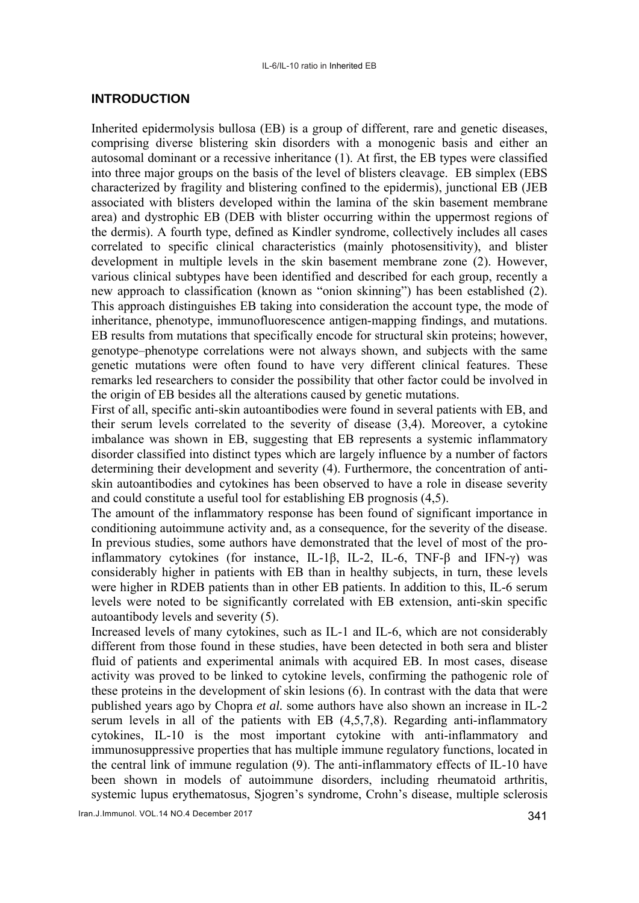## INTRODUCTION

Inherited epidermolysis bullosa (EB) is a group of different, rare and genetic diseases, comprising diverse blistering skin disorders with a monogenic basis and either an autosomal dominant or a recessive inheritance (1). At first, the EB types were classified into three major groups on the basis of the level of blisters cleavage. EB simplex (EBS characterized by fragility and blistering confined to the epidermis), junctional EB (JEB associated with blisters developed within the lamina of the skin basement membrane area) and dystrophic EB (DEB with blister occurring within the uppermost regions of the dermis). A fourth type, defined as Kindler syndrome, collectively includes all cases correlated to specific clinical characteristics (mainly photosensitivity), and blister development in multiple levels in the skin basement membrane zone (2). However, various clinical subtypes have been identified and described for each group, recently a new approach to classification (known as "onion skinning") has been established (2). This approach distinguishes EB taking into consideration the account type, the mode of inheritance, phenotype, immunofluorescence antigen-mapping findings, and mutations. EB results from mutations that specifically encode for structural skin proteins; however, genotype–phenotype correlations were not always shown, and subjects with the same genetic mutations were often found to have very different clinical features. These remarks led researchers to consider the possibility that other factor could be involved in the origin of EB besides all the alterations caused by genetic mutations.

First of all, specific anti-skin autoantibodies were found in several patients with EB, and their serum levels correlated to the severity of disease (3,4). Moreover, a cytokine imbalance was shown in EB, suggesting that EB represents a systemic inflammatory disorder classified into distinct types which are largely influence by a number of factors determining their development and severity (4). Furthermore, the concentration of anti-skin autoantibodies and cytokines has been observed to have a role in disease severity and could constitute a useful tool for establishing EB prognosis (4,5).

The amount of the inflammatory response has been found of significant importance in conditioning autoimmune activity and, as a consequence, for the severity of the disease. In previous studies, some authors have demonstrated that the level of most of the pro-inflammatory cytokines (for instance, IL-1β, IL-2, IL-6, TNF-β and IFN-γ) was considerably higher in patients with EB than in healthy subjects, in turn, these levels were higher in RDEB patients than in other EB patients. In addition to this, IL-6 serum levels were noted to be significantly correlated with EB extension, anti-skin specific autoantibody levels and severity (5).

Increased levels of many cytokines, such as IL-1 and IL-6, which are not considerably different from those found in these studies, have been detected in both sera and blister fluid of patients and experimental animals with acquired EB. In most cases, disease activity was proved to be linked to cytokine levels, confirming the pathogenic role of these proteins in the development of skin lesions (6). In contrast with the data that were published years ago by Chopra *et al.* some authors have also shown an increase in IL-2 serum levels in all of the patients with EB (4,5,7,8). Regarding anti-inflammatory cytokines, IL-10 is the most important cytokine with anti-inflammatory and immunosuppressive properties that has multiple immune regulatory functions, located in the central link of immune regulation (9). The anti-inflammatory effects of IL-10 have been shown in models of autoimmune disorders, including rheumatoid arthritis, systemic lupus erythematosus, Sjogren's syndrome, Crohn's disease, multiple sclerosis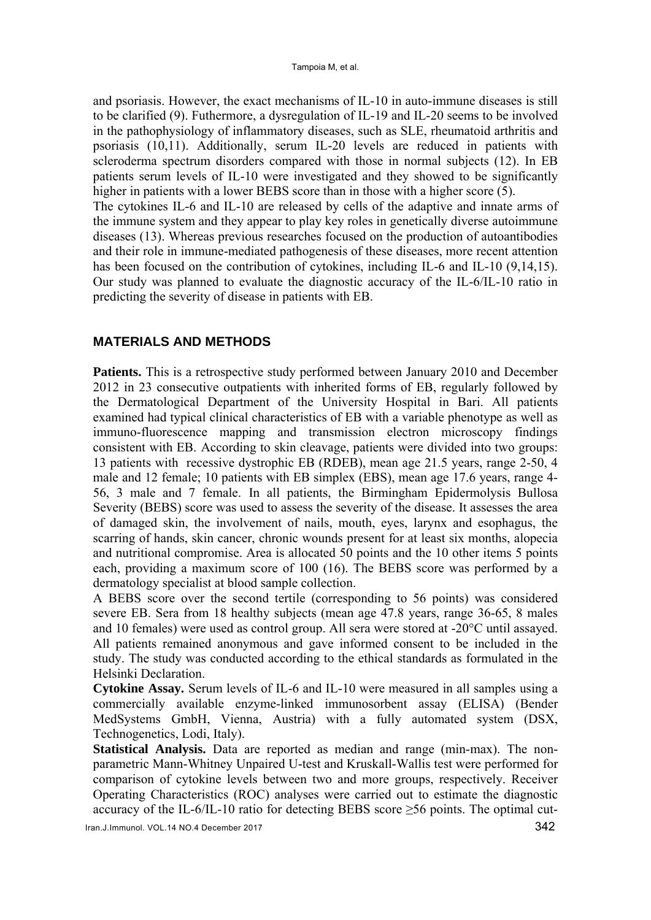and psoriasis. However, the exact mechanisms of IL-10 in auto-immune diseases is still to be clarified (9). Futhermore, a dysregulation of IL-19 and IL-20 seems to be involved in the pathophysiology of inflammatory diseases, such as SLE, rheumatoid arthritis and psoriasis (10,11). Additionally, serum IL-20 levels are reduced in patients with scleroderma spectrum disorders compared with those in normal subjects (12). In EB patients serum levels of IL-10 were investigated and they showed to be significantly higher in patients with a lower BEBS score than in those with a higher score (5).

The cytokines IL-6 and IL-10 are released by cells of the adaptive and innate arms of the immune system and they appear to play key roles in genetically diverse autoimmune diseases (13). Whereas previous researches focused on the production of autoantibodies and their role in immune-mediated pathogenesis of these diseases, more recent attention has been focused on the contribution of cytokines, including IL-6 and IL-10 (9,14,15). Our study was planned to evaluate the diagnostic accuracy of the IL-6/IL-10 ratio in predicting the severity of disease in patients with EB.

## MATERIALS AND METHODS

**Patients.** This is a retrospective study performed between January 2010 and December 2012 in 23 consecutive outpatients with inherited forms of EB, regularly followed by the Dermatological Department of the University Hospital in Bari. All patients examined had typical clinical characteristics of EB with a variable phenotype as well as immuno-fluorescence mapping and transmission electron microscopy findings consistent with EB. According to skin cleavage, patients were divided into two groups: 13 patients with recessive dystrophic EB (RDEB), mean age 21.5 years, range 2-50, 4 male and 12 female; 10 patients with EB simplex (EBS), mean age 17.6 years, range 4-56, 3 male and 7 female. In all patients, the Birmingham Epidermolysis Bullosa Severity (BEBS) score was used to assess the severity of the disease. It assesses the area of damaged skin, the involvement of nails, mouth, eyes, larynx and esophagus, the scarring of hands, skin cancer, chronic wounds present for at least six months, alopecia and nutritional compromise. Area is allocated 50 points and the 10 other items 5 points each, providing a maximum score of 100 (16). The BEBS score was performed by a dermatology specialist at blood sample collection.

A BEBS score over the second tertile (corresponding to 56 points) was considered severe EB. Sera from 18 healthy subjects (mean age 47.8 years, range 36-65, 8 males and 10 females) were used as control group. All sera were stored at -20°C until assayed. All patients remained anonymous and gave informed consent to be included in the study. The study was conducted according to the ethical standards as formulated in the Helsinki Declaration.

**Cytokine Assay.** Serum levels of IL-6 and IL-10 were measured in all samples using a commercially available enzyme-linked immunosorbent assay (ELISA) (Bender MedSystems GmbH, Vienna, Austria) with a fully automated system (DSX, Technogenetics, Lodi, Italy).

**Statistical Analysis.** Data are reported as median and range (min-max). The non-parametric Mann-Whitney Unpaired U-test and Kruskall-Wallis test were performed for comparison of cytokine levels between two and more groups, respectively. Receiver Operating Characteristics (ROC) analyses were carried out to estimate the diagnostic accuracy of the IL-6/IL-10 ratio for detecting BEBS score ≥56 points. The optimal cut-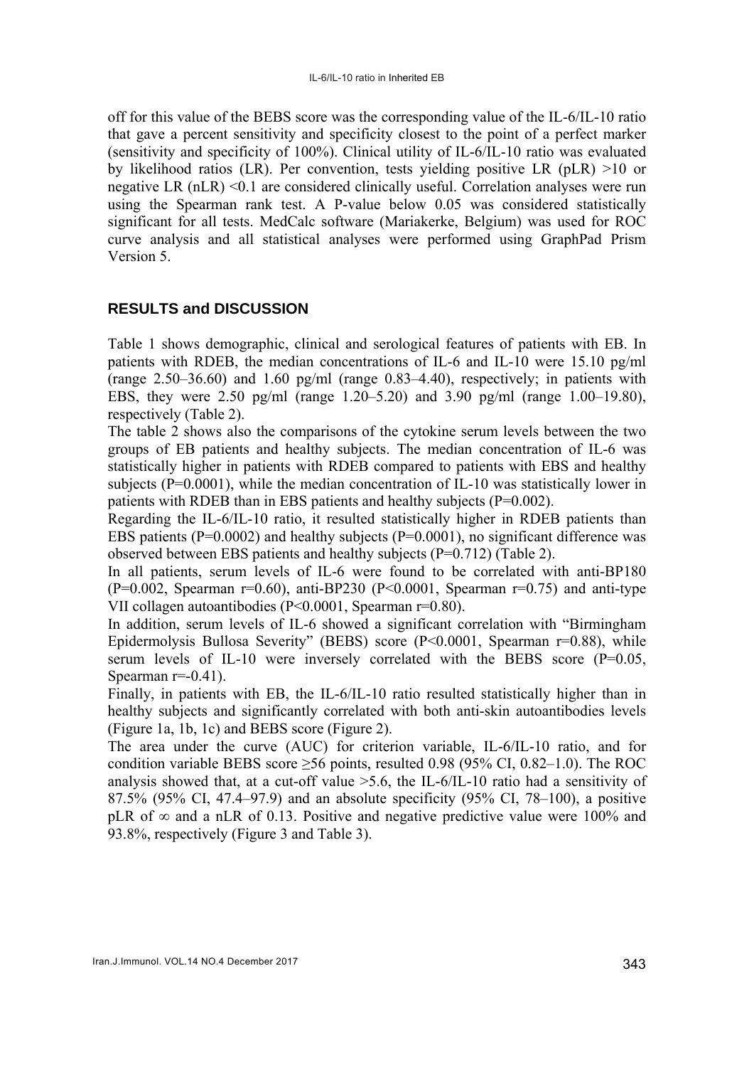off for this value of the BEBS score was the corresponding value of the IL-6/IL-10 ratio that gave a percent sensitivity and specificity closest to the point of a perfect marker (sensitivity and specificity of 100%). Clinical utility of IL-6/IL-10 ratio was evaluated by likelihood ratios (LR). Per convention, tests yielding positive LR (pLR) >10 or negative LR (nLR) <0.1 are considered clinically useful. Correlation analyses were run using the Spearman rank test. A P-value below 0.05 was considered statistically significant for all tests. MedCalc software (Mariakerke, Belgium) was used for ROC curve analysis and all statistical analyses were performed using GraphPad Prism Version 5.

## RESULTS and DISCUSSION

Table 1 shows demographic, clinical and serological features of patients with EB. In patients with RDEB, the median concentrations of IL-6 and IL-10 were 15.10 pg/ml (range 2.50–36.60) and 1.60 pg/ml (range 0.83–4.40), respectively; in patients with EBS, they were 2.50 pg/ml (range 1.20–5.20) and 3.90 pg/ml (range 1.00–19.80), respectively (Table 2).

The table 2 shows also the comparisons of the cytokine serum levels between the two groups of EB patients and healthy subjects. The median concentration of IL-6 was statistically higher in patients with RDEB compared to patients with EBS and healthy subjects (P=0.0001), while the median concentration of IL-10 was statistically lower in patients with RDEB than in EBS patients and healthy subjects (P=0.002).

Regarding the IL-6/IL-10 ratio, it resulted statistically higher in RDEB patients than EBS patients (P=0.0002) and healthy subjects (P=0.0001), no significant difference was observed between EBS patients and healthy subjects (P=0.712) (Table 2).

In all patients, serum levels of IL-6 were found to be correlated with anti-BP180 (P=0.002, Spearman r=0.60), anti-BP230 (P<0.0001, Spearman r=0.75) and anti-type VII collagen autoantibodies (P<0.0001, Spearman r=0.80).

In addition, serum levels of IL-6 showed a significant correlation with "Birmingham Epidermolysis Bullosa Severity" (BEBS) score (P<0.0001, Spearman r=0.88), while serum levels of IL-10 were inversely correlated with the BEBS score (P=0.05, Spearman r=-0.41).

Finally, in patients with EB, the IL-6/IL-10 ratio resulted statistically higher than in healthy subjects and significantly correlated with both anti-skin autoantibodies levels (Figure 1a, 1b, 1c) and BEBS score (Figure 2).

The area under the curve (AUC) for criterion variable, IL-6/IL-10 ratio, and for condition variable BEBS score ≥56 points, resulted 0.98 (95% CI, 0.82–1.0). The ROC analysis showed that, at a cut-off value >5.6, the IL-6/IL-10 ratio had a sensitivity of 87.5% (95% CI, 47.4–97.9) and an absolute specificity (95% CI, 78–100), a positive pLR of $\infty$ and a nLR of 0.13. Positive and negative predictive value were 100% and 93.8%, respectively (Figure 3 and Table 3).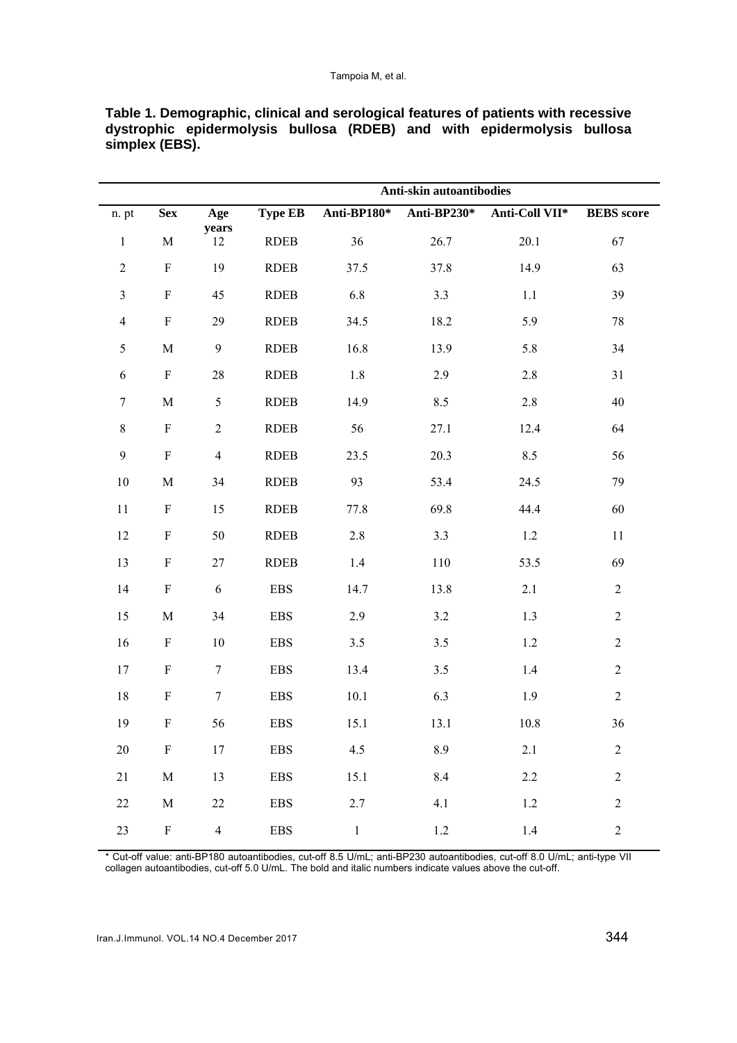**Table 1. Demographic, clinical and serological features of patients with recessive dystrophic epidermolysis bullosa (RDEB) and with epidermolysis bullosa simplex (EBS).**

| | | | | Anti-skin autoantibodies | | | |
|---|---|---|---|---|---|---|---|
| n. pt | Sex | Age years | Type EB | Anti-BP180* | Anti-BP230* | Anti-Coll VII* | BEBS score |
| 1 | M | 12 | RDEB | 36 | 26.7 | 20.1 | 67 |
| 2 | F | 19 | RDEB | 37.5 | 37.8 | 14.9 | 63 |
| 3 | F | 45 | RDEB | 6.8 | 3.3 | 1.1 | 39 |
| 4 | F | 29 | RDEB | 34.5 | 18.2 | 5.9 | 78 |
| 5 | M | 9 | RDEB | 16.8 | 13.9 | 5.8 | 34 |
| 6 | F | 28 | RDEB | 1.8 | 2.9 | 2.8 | 31 |
| 7 | M | 5 | RDEB | 14.9 | 8.5 | 2.8 | 40 |
| 8 | F | 2 | RDEB | 56 | 27.1 | 12.4 | 64 |
| 9 | F | 4 | RDEB | 23.5 | 20.3 | 8.5 | 56 |
| 10 | M | 34 | RDEB | 93 | 53.4 | 24.5 | 79 |
| 11 | F | 15 | RDEB | 77.8 | 69.8 | 44.4 | 60 |
| 12 | F | 50 | RDEB | 2.8 | 3.3 | 1.2 | 11 |
| 13 | F | 27 | RDEB | 1.4 | 110 | 53.5 | 69 |
| 14 | F | 6 | EBS | 14.7 | 13.8 | 2.1 | 2 |
| 15 | M | 34 | EBS | 2.9 | 3.2 | 1.3 | 2 |
| 16 | F | 10 | EBS | 3.5 | 3.5 | 1.2 | 2 |
| 17 | F | 7 | EBS | 13.4 | 3.5 | 1.4 | 2 |
| 18 | F | 7 | EBS | 10.1 | 6.3 | 1.9 | 2 |
| 19 | F | 56 | EBS | 15.1 | 13.1 | 10.8 | 36 |
| 20 | F | 17 | EBS | 4.5 | 8.9 | 2.1 | 2 |
| 21 | M | 13 | EBS | 15.1 | 8.4 | 2.2 | 2 |
| 22 | M | 22 | EBS | 2.7 | 4.1 | 1.2 | 2 |
| 23 | F | 4 | EBS | 1 | 1.2 | 1.4 | 2 |

\* Cut-off value: anti-BP180 autoantibodies, cut-off 8.5 U/mL; anti-BP230 autoantibodies, cut-off 8.0 U/mL; anti-type VII collagen autoantibodies, cut-off 5.0 U/mL. The bold and italic numbers indicate values above the cut-off.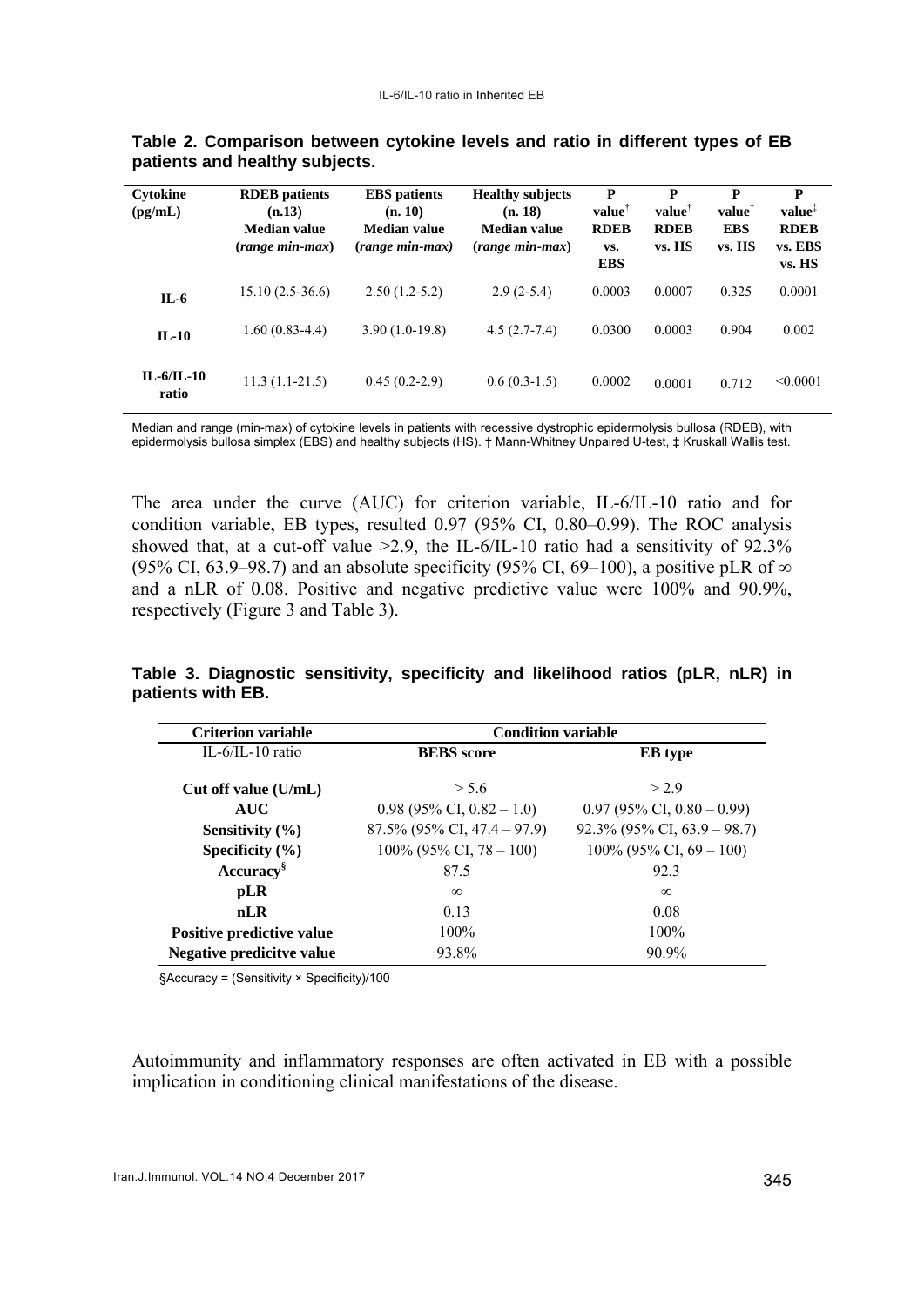**Table 2. Comparison between cytokine levels and ratio in different types of EB patients and healthy subjects.**

| Cytokine (pg/mL) | RDEB patients (n.13) Median value (*range min-max*) | EBS patients (n. 10) Median value (*range min-max*) | Healthy subjects (n. 18) Median value (*range min-max*) | P value[†] RDEB vs. EBS | P value[†] RDEB vs. HS | P value[†] EBS vs. HS | P value[‡] RDEB vs. EBS vs. HS |
|---|---|---|---|---|---|---|---|
| **IL-6** | 15.10 (2.5-36.6) | 2.50 (1.2-5.2) | 2.9 (2-5.4) | 0.0003 | 0.0007 | 0.325 | 0.0001 |
| **IL-10** | 1.60 (0.83-4.4) | 3.90 (1.0-19.8) | 4.5 (2.7-7.4) | 0.0300 | 0.0003 | 0.904 | 0.002 |
| **IL-6/IL-10 ratio** | 11.3 (1.1-21.5) | 0.45 (0.2-2.9) | 0.6 (0.3-1.5) | 0.0002 | 0.0001 | 0.712 | <0.0001 |

Median and range (min-max) of cytokine levels in patients with recessive dystrophic epidermolysis bullosa (RDEB), with epidermolysis bullosa simplex (EBS) and healthy subjects (HS). † Mann-Whitney Unpaired U-test, ‡ Kruskall Wallis test.

The area under the curve (AUC) for criterion variable, IL-6/IL-10 ratio and for condition variable, EB types, resulted 0.97 (95% CI, 0.80–0.99). The ROC analysis showed that, at a cut-off value >2.9, the IL-6/IL-10 ratio had a sensitivity of 92.3% (95% CI, 63.9–98.7) and an absolute specificity (95% CI, 69–100), a positive pLR of ∞ and a nLR of 0.08. Positive and negative predictive value were 100% and 90.9%, respectively (Figure 3 and Table 3).

**Table 3. Diagnostic sensitivity, specificity and likelihood ratios (pLR, nLR) in patients with EB.**

| Criterion variable | Condition variable | |
|---|---|---|
| IL-6/IL-10 ratio | **BEBS score** | **EB type** |
| **Cut off value (U/mL)** | > 5.6 | > 2.9 |
| **AUC** | 0.98 (95% CI, 0.82 – 1.0) | 0.97 (95% CI, 0.80 – 0.99) |
| **Sensitivity (%)** | 87.5% (95% CI, 47.4 – 97.9) | 92.3% (95% CI, 63.9 – 98.7) |
| **Specificity (%)** | 100% (95% CI, 78 – 100) | 100% (95% CI, 69 – 100) |
| **Accuracy[§]** | 87.5 | 92.3 |
| **pLR** | ∞ | ∞ |
| **nLR** | 0.13 | 0.08 |
| **Positive predictive value** | 100% | 100% |
| **Negative predicitve value** | 93.8% | 90.9% |

§Accuracy = (Sensitivity × Specificity)/100

Autoimmunity and inflammatory responses are often activated in EB with a possible implication in conditioning clinical manifestations of the disease.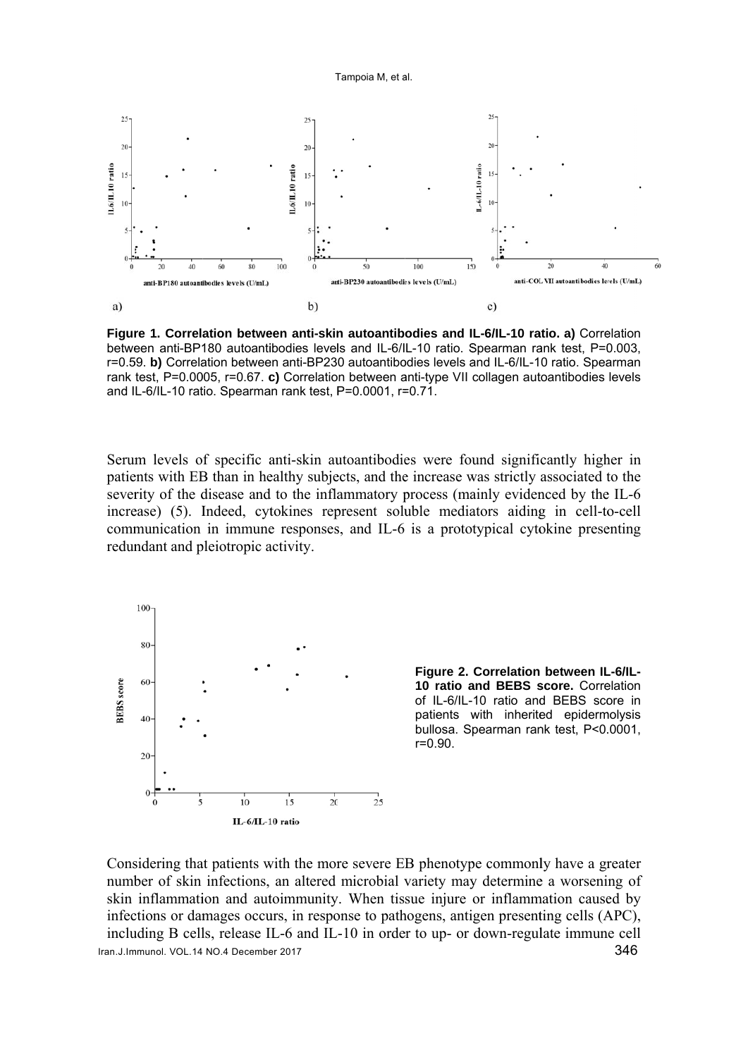**Figure 1. Correlation between anti-skin autoantibodies and IL-6/IL-10 ratio. a)** Correlation between anti-BP180 autoantibodies levels and IL-6/IL-10 ratio. Spearman rank test, P=0.003, r=0.59. **b)** Correlation between anti-BP230 autoantibodies levels and IL-6/IL-10 ratio. Spearman rank test, P=0.0005, r=0.67. **c)** Correlation between anti-type VII collagen autoantibodies levels and IL-6/IL-10 ratio. Spearman rank test, P=0.0001, r=0.71.

Serum levels of specific anti-skin autoantibodies were found significantly higher in patients with EB than in healthy subjects, and the increase was strictly associated to the severity of the disease and to the inflammatory process (mainly evidenced by the IL-6 increase) (5). Indeed, cytokines represent soluble mediators aiding in cell-to-cell communication in immune responses, and IL-6 is a prototypical cytokine presenting redundant and pleiotropic activity.

**Figure 2. Correlation between IL-6/IL-10 ratio and BEBS score.** Correlation of IL-6/IL-10 ratio and BEBS score in patients with inherited epidermolysis bullosa. Spearman rank test, P<0.0001, r=0.90.

Considering that patients with the more severe EB phenotype commonly have a greater number of skin infections, an altered microbial variety may determine a worsening of skin inflammation and autoimmunity. When tissue injure or inflammation caused by infections or damages occurs, in response to pathogens, antigen presenting cells (APC), including B cells, release IL-6 and IL-10 in order to up- or down-regulate immune cell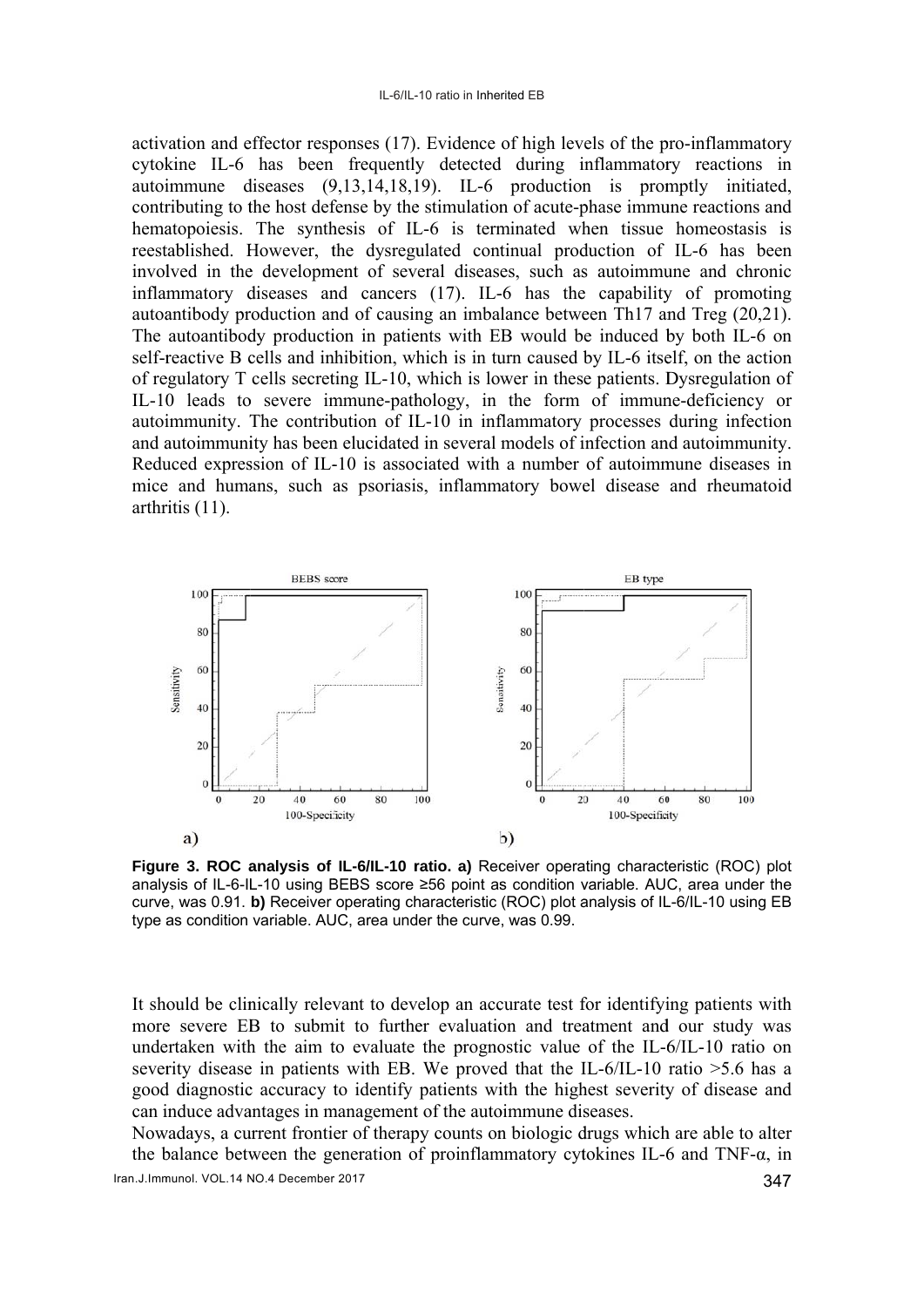activation and effector responses (17). Evidence of high levels of the pro-inflammatory cytokine IL-6 has been frequently detected during inflammatory reactions in autoimmune diseases (9,13,14,18,19). IL-6 production is promptly initiated, contributing to the host defense by the stimulation of acute-phase immune reactions and hematopoiesis. The synthesis of IL-6 is terminated when tissue homeostasis is reestablished. However, the dysregulated continual production of IL-6 has been involved in the development of several diseases, such as autoimmune and chronic inflammatory diseases and cancers (17). IL-6 has the capability of promoting autoantibody production and of causing an imbalance between Th17 and Treg (20,21). The autoantibody production in patients with EB would be induced by both IL-6 on self-reactive B cells and inhibition, which is in turn caused by IL-6 itself, on the action of regulatory T cells secreting IL-10, which is lower in these patients. Dysregulation of IL-10 leads to severe immune-pathology, in the form of immune-deficiency or autoimmunity. The contribution of IL-10 in inflammatory processes during infection and autoimmunity has been elucidated in several models of infection and autoimmunity. Reduced expression of IL-10 is associated with a number of autoimmune diseases in mice and humans, such as psoriasis, inflammatory bowel disease and rheumatoid arthritis (11).

**Figure 3. ROC analysis of IL-6/IL-10 ratio. a)** Receiver operating characteristic (ROC) plot analysis of IL-6-IL-10 using BEBS score ≥56 point as condition variable. AUC, area under the curve, was 0.91. **b)** Receiver operating characteristic (ROC) plot analysis of IL-6/IL-10 using EB type as condition variable. AUC, area under the curve, was 0.99.

It should be clinically relevant to develop an accurate test for identifying patients with more severe EB to submit to further evaluation and treatment and our study was undertaken with the aim to evaluate the prognostic value of the IL-6/IL-10 ratio on severity disease in patients with EB. We proved that the IL-6/IL-10 ratio >5.6 has a good diagnostic accuracy to identify patients with the highest severity of disease and can induce advantages in management of the autoimmune diseases.

Nowadays, a current frontier of therapy counts on biologic drugs which are able to alter the balance between the generation of proinflammatory cytokines IL-6 and TNF-α, in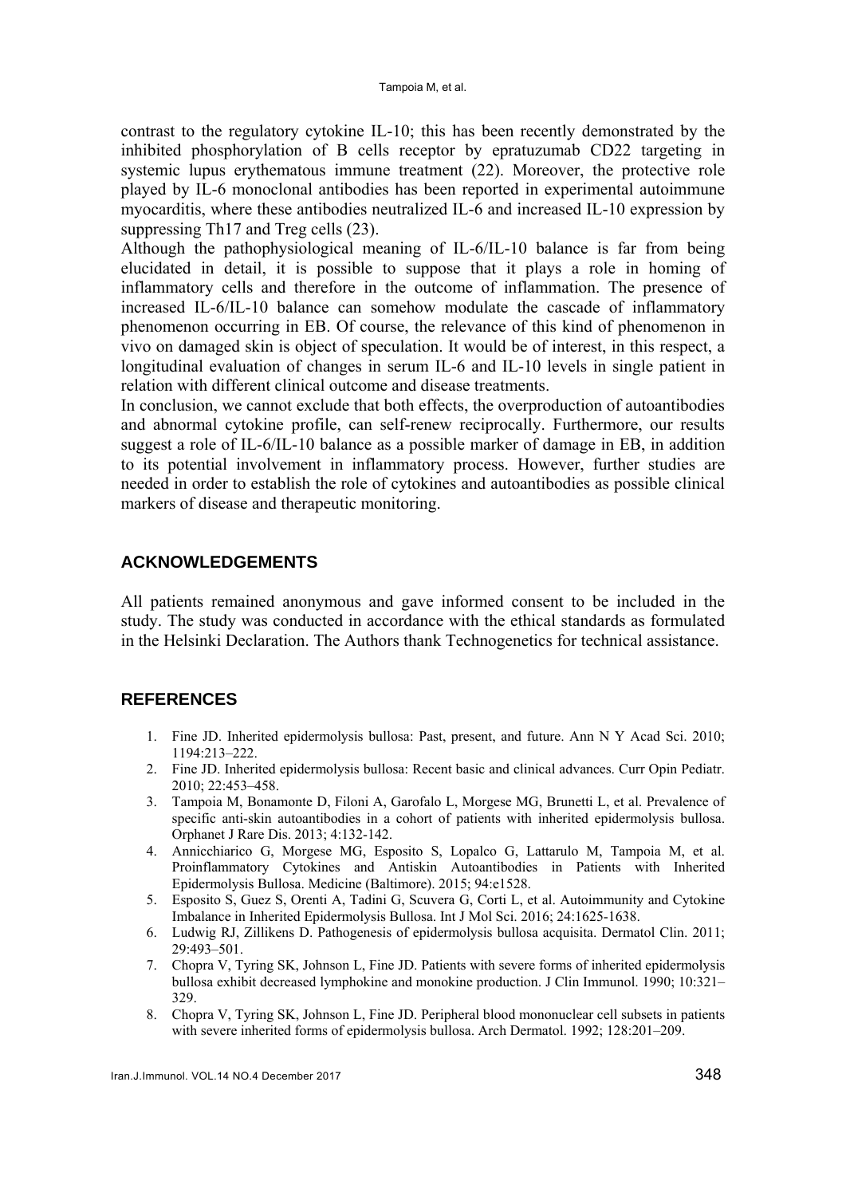contrast to the regulatory cytokine IL-10; this has been recently demonstrated by the inhibited phosphorylation of B cells receptor by epratuzumab CD22 targeting in systemic lupus erythematous immune treatment (22). Moreover, the protective role played by IL-6 monoclonal antibodies has been reported in experimental autoimmune myocarditis, where these antibodies neutralized IL-6 and increased IL-10 expression by suppressing Th17 and Treg cells (23).

Although the pathophysiological meaning of IL-6/IL-10 balance is far from being elucidated in detail, it is possible to suppose that it plays a role in homing of inflammatory cells and therefore in the outcome of inflammation. The presence of increased IL-6/IL-10 balance can somehow modulate the cascade of inflammatory phenomenon occurring in EB. Of course, the relevance of this kind of phenomenon in vivo on damaged skin is object of speculation. It would be of interest, in this respect, a longitudinal evaluation of changes in serum IL-6 and IL-10 levels in single patient in relation with different clinical outcome and disease treatments.

In conclusion, we cannot exclude that both effects, the overproduction of autoantibodies and abnormal cytokine profile, can self-renew reciprocally. Furthermore, our results suggest a role of IL-6/IL-10 balance as a possible marker of damage in EB, in addition to its potential involvement in inflammatory process. However, further studies are needed in order to establish the role of cytokines and autoantibodies as possible clinical markers of disease and therapeutic monitoring.

## ACKNOWLEDGEMENTS

All patients remained anonymous and gave informed consent to be included in the study. The study was conducted in accordance with the ethical standards as formulated in the Helsinki Declaration. The Authors thank Technogenetics for technical assistance.

## REFERENCES

1. Fine JD. Inherited epidermolysis bullosa: Past, present, and future. Ann N Y Acad Sci. 2010; 1194:213–222.
2. Fine JD. Inherited epidermolysis bullosa: Recent basic and clinical advances. Curr Opin Pediatr. 2010; 22:453–458.
3. Tampoia M, Bonamonte D, Filoni A, Garofalo L, Morgese MG, Brunetti L, et al. Prevalence of specific anti-skin autoantibodies in a cohort of patients with inherited epidermolysis bullosa. Orphanet J Rare Dis. 2013; 4:132-142.
4. Annicchiarico G, Morgese MG, Esposito S, Lopalco G, Lattarulo M, Tampoia M, et al. Proinflammatory Cytokines and Antiskin Autoantibodies in Patients with Inherited Epidermolysis Bullosa. Medicine (Baltimore). 2015; 94:e1528.
5. Esposito S, Guez S, Orenti A, Tadini G, Scuvera G, Corti L, et al. Autoimmunity and Cytokine Imbalance in Inherited Epidermolysis Bullosa. Int J Mol Sci. 2016; 24:1625-1638.
6. Ludwig RJ, Zillikens D. Pathogenesis of epidermolysis bullosa acquisita. Dermatol Clin. 2011; 29:493–501.
7. Chopra V, Tyring SK, Johnson L, Fine JD. Patients with severe forms of inherited epidermolysis bullosa exhibit decreased lymphokine and monokine production. J Clin Immunol. 1990; 10:321–329.
8. Chopra V, Tyring SK, Johnson L, Fine JD. Peripheral blood mononuclear cell subsets in patients with severe inherited forms of epidermolysis bullosa. Arch Dermatol. 1992; 128:201–209.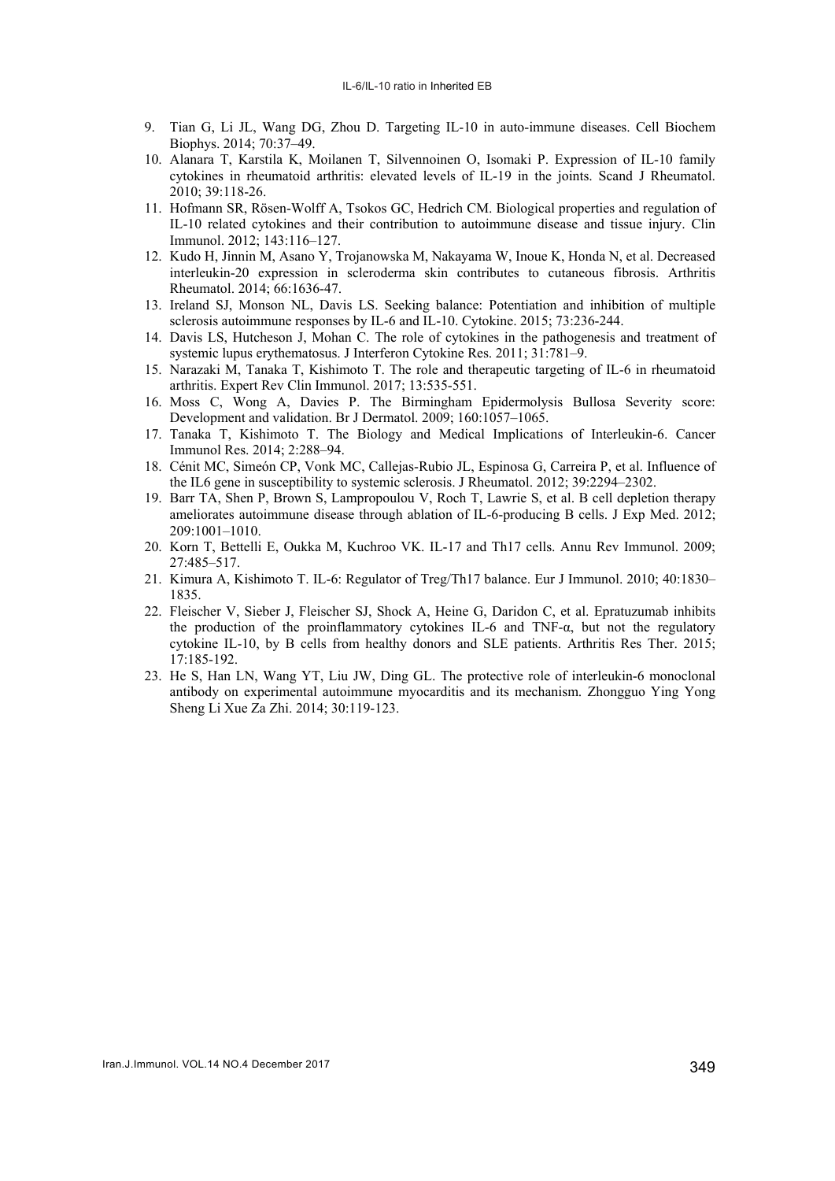9. Tian G, Li JL, Wang DG, Zhou D. Targeting IL-10 in auto-immune diseases. Cell Biochem Biophys. 2014; 70:37–49.
10. Alanara T, Karstila K, Moilanen T, Silvennoinen O, Isomaki P. Expression of IL-10 family cytokines in rheumatoid arthritis: elevated levels of IL-19 in the joints. Scand J Rheumatol. 2010; 39:118-26.
11. Hofmann SR, Rösen-Wolff A, Tsokos GC, Hedrich CM. Biological properties and regulation of IL-10 related cytokines and their contribution to autoimmune disease and tissue injury. Clin Immunol. 2012; 143:116–127.
12. Kudo H, Jinnin M, Asano Y, Trojanowska M, Nakayama W, Inoue K, Honda N, et al. Decreased interleukin-20 expression in scleroderma skin contributes to cutaneous fibrosis. Arthritis Rheumatol. 2014; 66:1636-47.
13. Ireland SJ, Monson NL, Davis LS. Seeking balance: Potentiation and inhibition of multiple sclerosis autoimmune responses by IL-6 and IL-10. Cytokine. 2015; 73:236-244.
14. Davis LS, Hutcheson J, Mohan C. The role of cytokines in the pathogenesis and treatment of systemic lupus erythematosus. J Interferon Cytokine Res. 2011; 31:781–9.
15. Narazaki M, Tanaka T, Kishimoto T. The role and therapeutic targeting of IL-6 in rheumatoid arthritis. Expert Rev Clin Immunol. 2017; 13:535-551.
16. Moss C, Wong A, Davies P. The Birmingham Epidermolysis Bullosa Severity score: Development and validation. Br J Dermatol. 2009; 160:1057–1065.
17. Tanaka T, Kishimoto T. The Biology and Medical Implications of Interleukin-6. Cancer Immunol Res. 2014; 2:288–94.
18. Cénit MC, Simeón CP, Vonk MC, Callejas-Rubio JL, Espinosa G, Carreira P, et al. Influence of the IL6 gene in susceptibility to systemic sclerosis. J Rheumatol. 2012; 39:2294–2302.
19. Barr TA, Shen P, Brown S, Lampropoulou V, Roch T, Lawrie S, et al. B cell depletion therapy ameliorates autoimmune disease through ablation of IL-6-producing B cells. J Exp Med. 2012; 209:1001–1010.
20. Korn T, Bettelli E, Oukka M, Kuchroo VK. IL-17 and Th17 cells. Annu Rev Immunol. 2009; 27:485–517.
21. Kimura A, Kishimoto T. IL-6: Regulator of Treg/Th17 balance. Eur J Immunol. 2010; 40:1830–1835.
22. Fleischer V, Sieber J, Fleischer SJ, Shock A, Heine G, Daridon C, et al. Epratuzumab inhibits the production of the proinflammatory cytokines IL-6 and TNF-α, but not the regulatory cytokine IL-10, by B cells from healthy donors and SLE patients. Arthritis Res Ther. 2015; 17:185-192.
23. He S, Han LN, Wang YT, Liu JW, Ding GL. The protective role of interleukin-6 monoclonal antibody on experimental autoimmune myocarditis and its mechanism. Zhongguo Ying Yong Sheng Li Xue Za Zhi. 2014; 30:119-123.